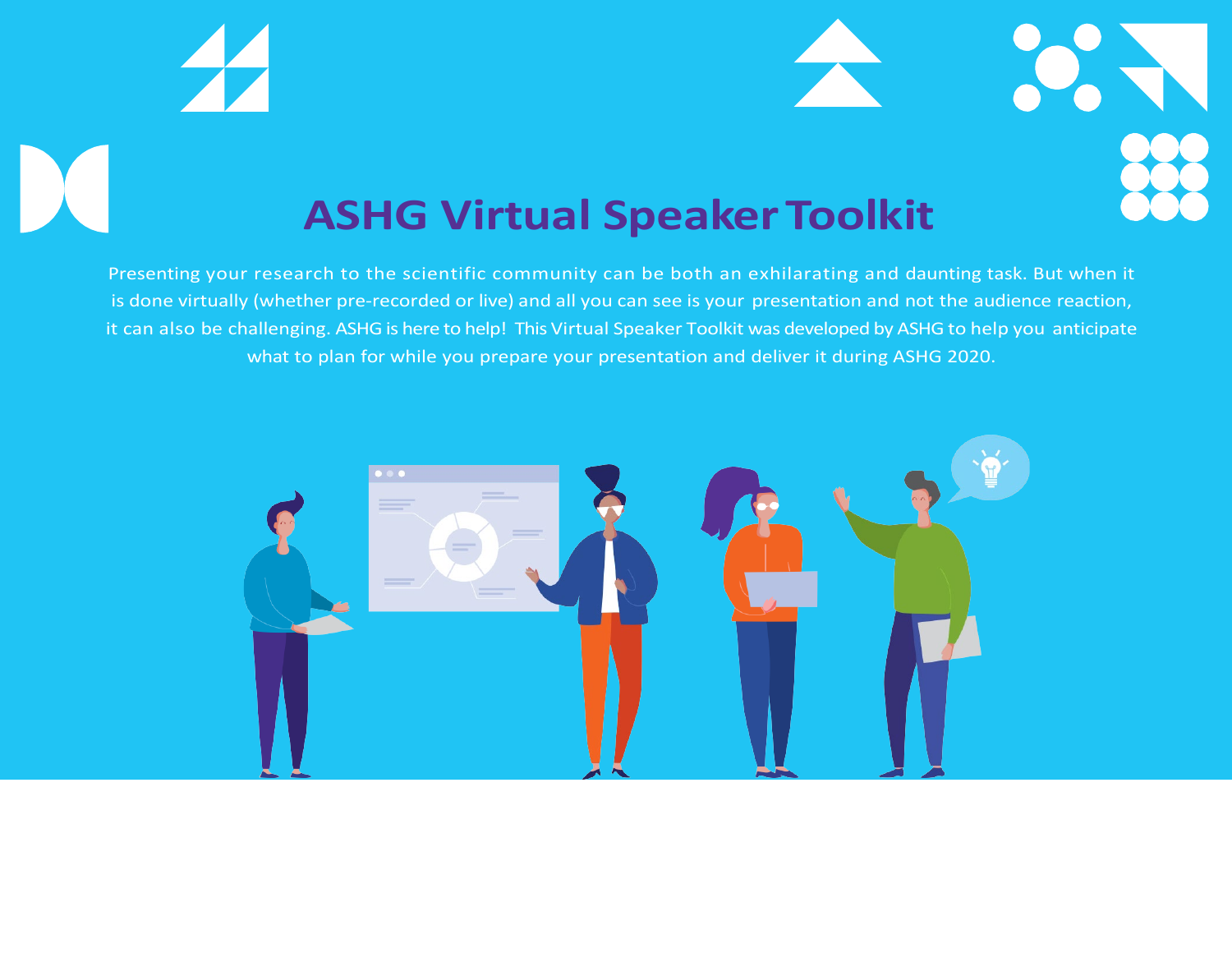# ASHG Virtual Speaker Toolkit

Presenting your research to the scientific community can be both an exhilarating and daunting task. But when it is done virtually (whether pre-recorded or live) and all you can see is your presentation and not the audience reaction, it can also be challenging. ASHG is here to help! This Virtual Speaker Toolkit was developed by ASHG to help you anticipate what to plan for while you prepare your presentation and deliver it during ASHG 2020.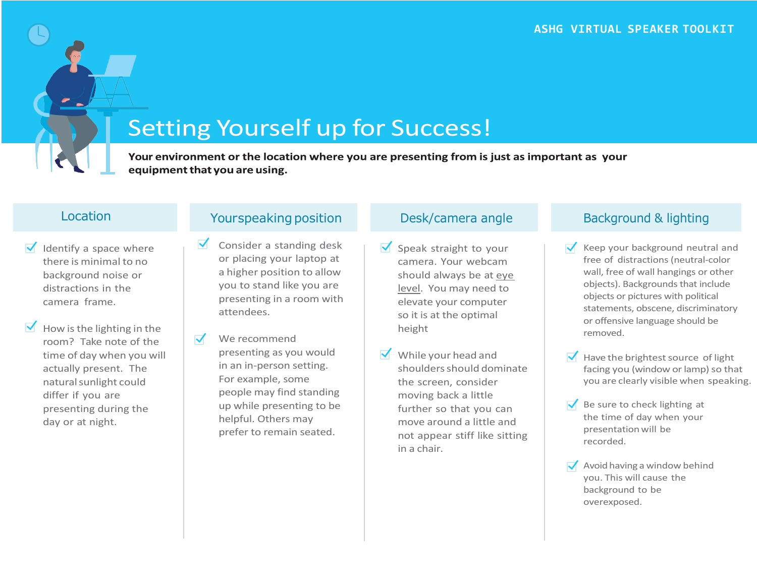# Setting Yourself up for Success!

**Your environment or the location where you are presenting from is just as important as your equipment that you are using.**

## Location

- Identify a space where there is minimal to no background noise or distractions in the camera frame.
- How is the lighting in the room? Take note of the time of day when you will actually present. The natural sunlight could differ if you are presenting during the day or at night.

## Yourspeaking position

- Consider a standing desk or placing your laptop at a higher position to allow you to stand like you are presenting in a room with attendees.
- We recommend presenting as you would in an in-person setting. For example, some people may find standing up while presenting to be helpful. Others may prefer to remain seated.

## Desk/camera angle

- Speak straight to your camera. Your webcam should always be at eye level. You may need to elevate your computer so it is at the optimal height
- While your head and shoulders should dominate the screen, consider moving back a little further so that you can move around a little and not appear stiff like sitting in a chair.

## Background & lighting

- Keep your background neutral and free of distractions (neutral-color wall, free of wall hangings or other objects). Backgrounds that include objects or pictures with political statements, obscene, discriminatory or offensive language should be removed.
- Have the brightest source of light facing you (window or lamp) so that you are clearly visible when speaking.
- Be sure to check lighting at the time of day when your presentation will be recorded.
- Avoid having a window behind you. This will cause the background to be overexposed.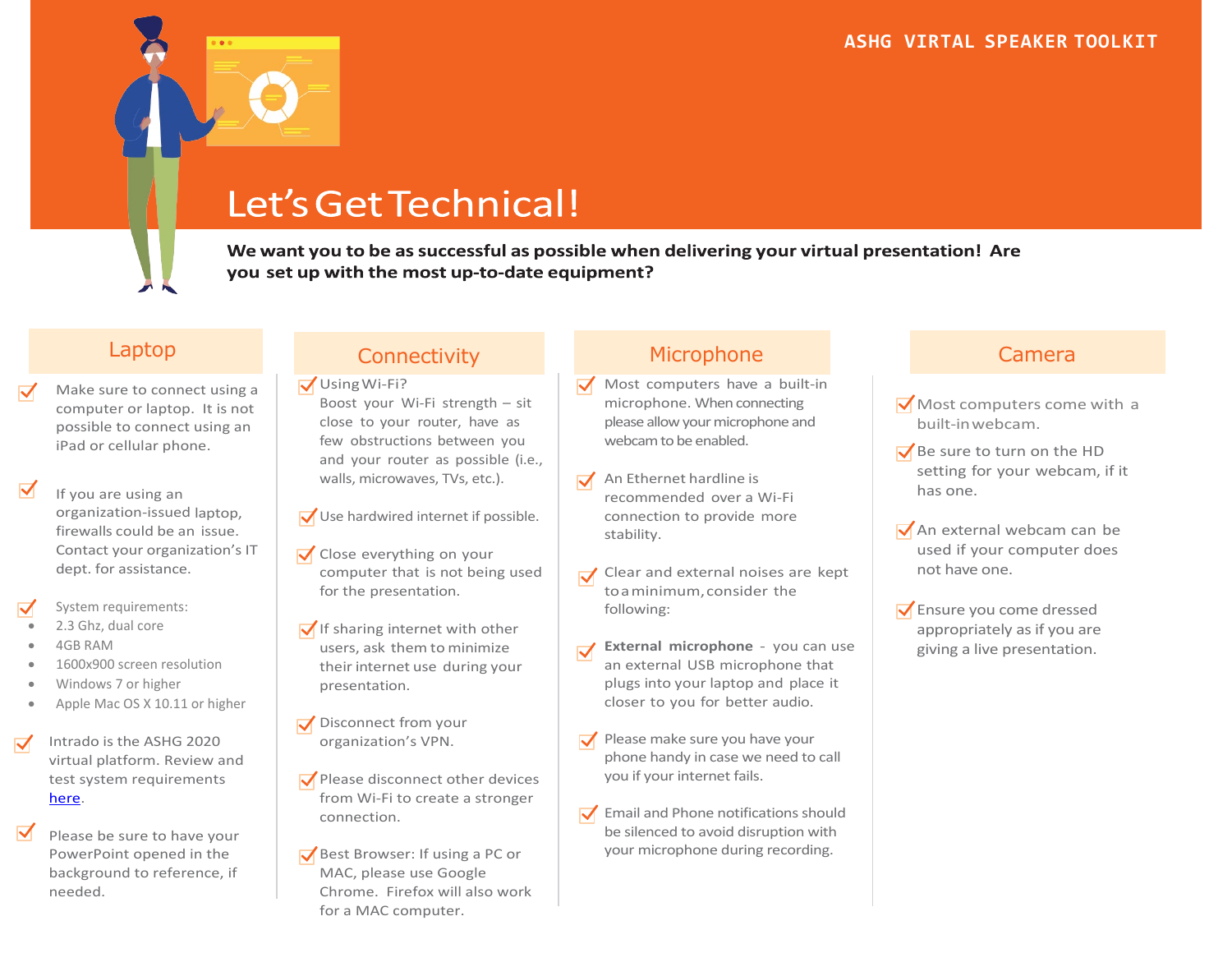ASHG VIRTAL SPEAKER TOOLKIT

# Let's Get Technical!

**We want you to be as successful as possible when delivering your virtual presentation! Are you set up with the most up-to-date equipment?**

## Laptop

- Make sure to connect using a computer or laptop. It is not possible to connect using an iPad or cellular phone.
- If you are using an organization-issued laptop, firewalls could be an issue. Contact your organization's IT dept. for assistance.
- System requirements:
  - 2.3 Ghz, dual core
  - 4GB RAM
  - 1600x900 screen resolution
  - Windows 7 or higher
  - Apple Mac OS X 10.11 or higher
- Intrado is the ASHG 2020 virtual platform. Review and test system requirements [here](here).
- Please be sure to have your PowerPoint opened in the background to reference, if needed.

## Connectivity

- Using Wi-Fi?
  Boost your Wi-Fi strength – sit close to your router, have as few obstructions between you and your router as possible (i.e., walls, microwaves, TVs, etc.).
- Use hardwired internet if possible.
- Close everything on your computer that is not being used for the presentation.
- If sharing internet with other users, ask them to minimize their internet use during your presentation.
- Disconnect from your organization's VPN.
- Please disconnect other devices from Wi-Fi to create a stronger connection.
- Best Browser: If using a PC or MAC, please use Google Chrome. Firefox will also work for a MAC computer.

## Microphone

- Most computers have a built-in microphone. When connecting please allow your microphone and webcam to be enabled.
- An Ethernet hardline is recommended over a Wi-Fi connection to provide more stability.
- Clear and external noises are kept to a minimum, consider the following:
- **External microphone** - you can use an external USB microphone that plugs into your laptop and place it closer to you for better audio.
- Please make sure you have your phone handy in case we need to call you if your internet fails.
- Email and Phone notifications should be silenced to avoid disruption with your microphone during recording.

## Camera

- Most computers come with a built-in webcam.
- Be sure to turn on the HD setting for your webcam, if it has one.
- An external webcam can be used if your computer does not have one.
- Ensure you come dressed appropriately as if you are giving a live presentation.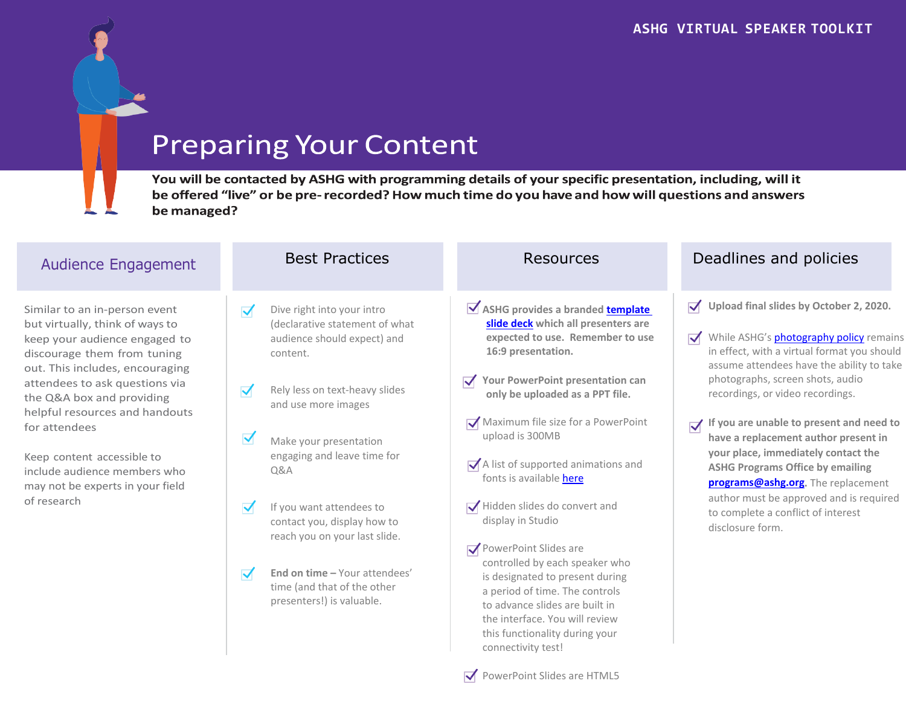# Preparing Your Content

**You will be contacted by ASHG with programming details of your specific presentation, including, will it be offered "live" or be pre- recorded? How much time do you have and how will questions and answers be managed?**

## Audience Engagement

Similar to an in-person event but virtually, think of ways to keep your audience engaged to discourage them from tuning out. This includes, encouraging attendees to ask questions via the Q&A box and providing helpful resources and handouts for attendees

Keep content accessible to include audience members who may not be experts in your field of research

## Best Practices

- Dive right into your intro (declarative statement of what audience should expect) and content.
- Rely less on text-heavy slides and use more images
- Make your presentation engaging and leave time for Q&A
- If you want attendees to contact you, display how to reach you on your last slide.
- **End on time –** Your attendees' time (and that of the other presenters!) is valuable.

## Resources

- **ASHG provides a branded template slide deck which all presenters are expected to use. Remember to use 16:9 presentation.**
- **Your PowerPoint presentation can only be uploaded as a PPT file.**
- Maximum file size for a PowerPoint upload is 300MB
- A list of supported animations and fonts is available here
- Hidden slides do convert and display in Studio
- PowerPoint Slides are controlled by each speaker who is designated to present during a period of time. The controls to advance slides are built in the interface. You will review this functionality during your connectivity test!
- PowerPoint Slides are HTML5

## Deadlines and policies

- **Upload final slides by October 2, 2020.**
- While ASHG's photography policy remains in effect, with a virtual format you should assume attendees have the ability to take photographs, screen shots, audio recordings, or video recordings.
- **If you are unable to present and need to have a replacement author present in your place, immediately contact the ASHG Programs Office by emailing programs@ashg.org**. The replacement author must be approved and is required to complete a conflict of interest disclosure form.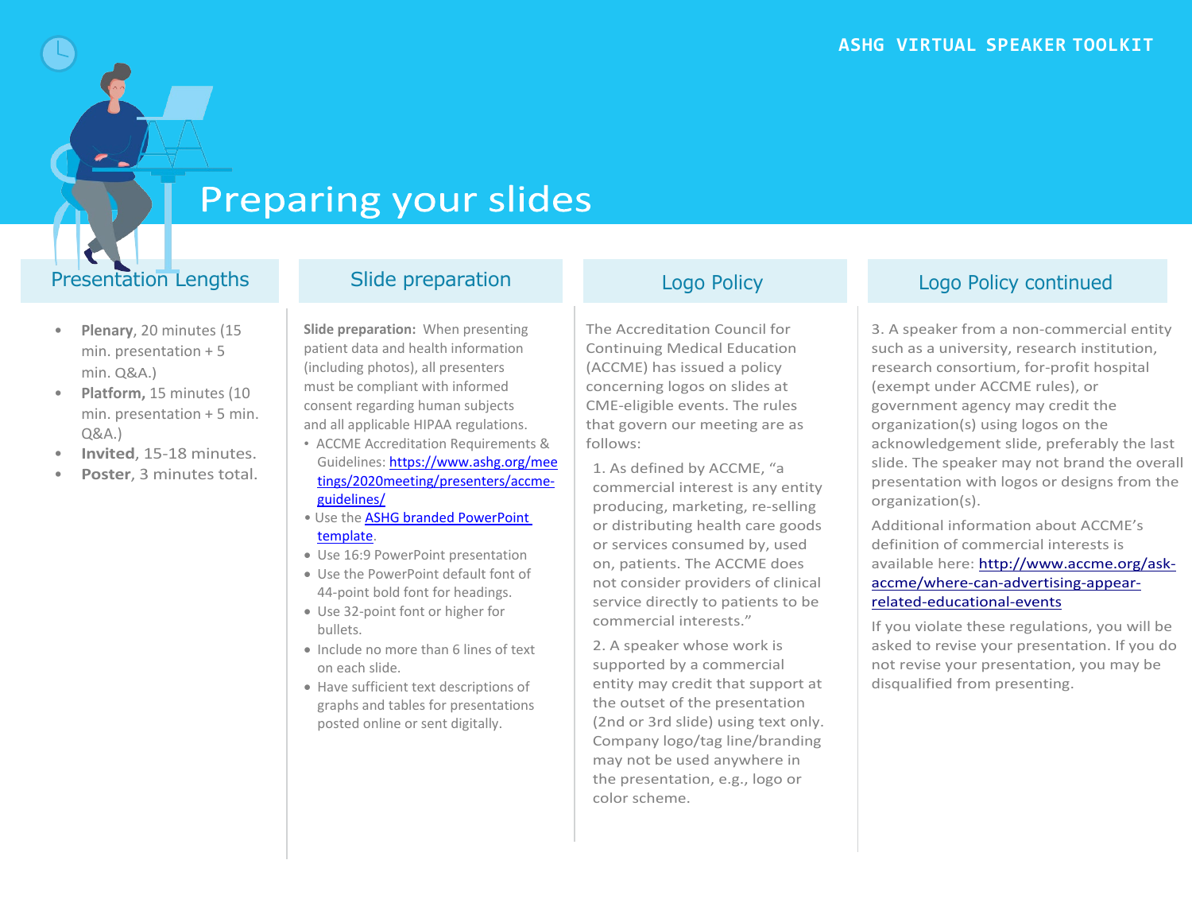# Preparing your slides

## Presentation Lengths

- **Plenary**, 20 minutes (15 min. presentation + 5 min. Q&A.)
- **Platform,** 15 minutes (10 min. presentation + 5 min. Q&A.)
- **Invited**, 15-18 minutes.
- **Poster**, 3 minutes total.

## Slide preparation

**Slide preparation:** When presenting patient data and health information (including photos), all presenters must be compliant with informed consent regarding human subjects and all applicable HIPAA regulations.

- ACCME Accreditation Requirements & Guidelines: [https://www.ashg.org/meetings/2020meeting/presenters/accme-guidelines/](https://www.ashg.org/meetings/2020meeting/presenters/accme-guidelines/)
- Use the [ASHG branded PowerPoint template](#).
- Use 16:9 PowerPoint presentation
- Use the PowerPoint default font of 44-point bold font for headings.
- Use 32-point font or higher for bullets.
- Include no more than 6 lines of text on each slide.
- Have sufficient text descriptions of graphs and tables for presentations posted online or sent digitally.

## Logo Policy

The Accreditation Council for Continuing Medical Education (ACCME) has issued a policy concerning logos on slides at CME-eligible events. The rules that govern our meeting are as follows:

1. As defined by ACCME, "a commercial interest is any entity producing, marketing, re-selling or distributing health care goods or services consumed by, used on, patients. The ACCME does not consider providers of clinical service directly to patients to be commercial interests."

2. A speaker whose work is supported by a commercial entity may credit that support at the outset of the presentation (2nd or 3rd slide) using text only. Company logo/tag line/branding may not be used anywhere in the presentation, e.g., logo or color scheme.

## Logo Policy continued

3. A speaker from a non-commercial entity such as a university, research institution, research consortium, for-profit hospital (exempt under ACCME rules), or government agency may credit the organization(s) using logos on the acknowledgement slide, preferably the last slide. The speaker may not brand the overall presentation with logos or designs from the organization(s).

Additional information about ACCME's definition of commercial interests is available here: [http://www.accme.org/ask-accme/where-can-advertising-appear-related-educational-events](http://www.accme.org/ask-accme/where-can-advertising-appear-related-educational-events)

If you violate these regulations, you will be asked to revise your presentation. If you do not revise your presentation, you may be disqualified from presenting.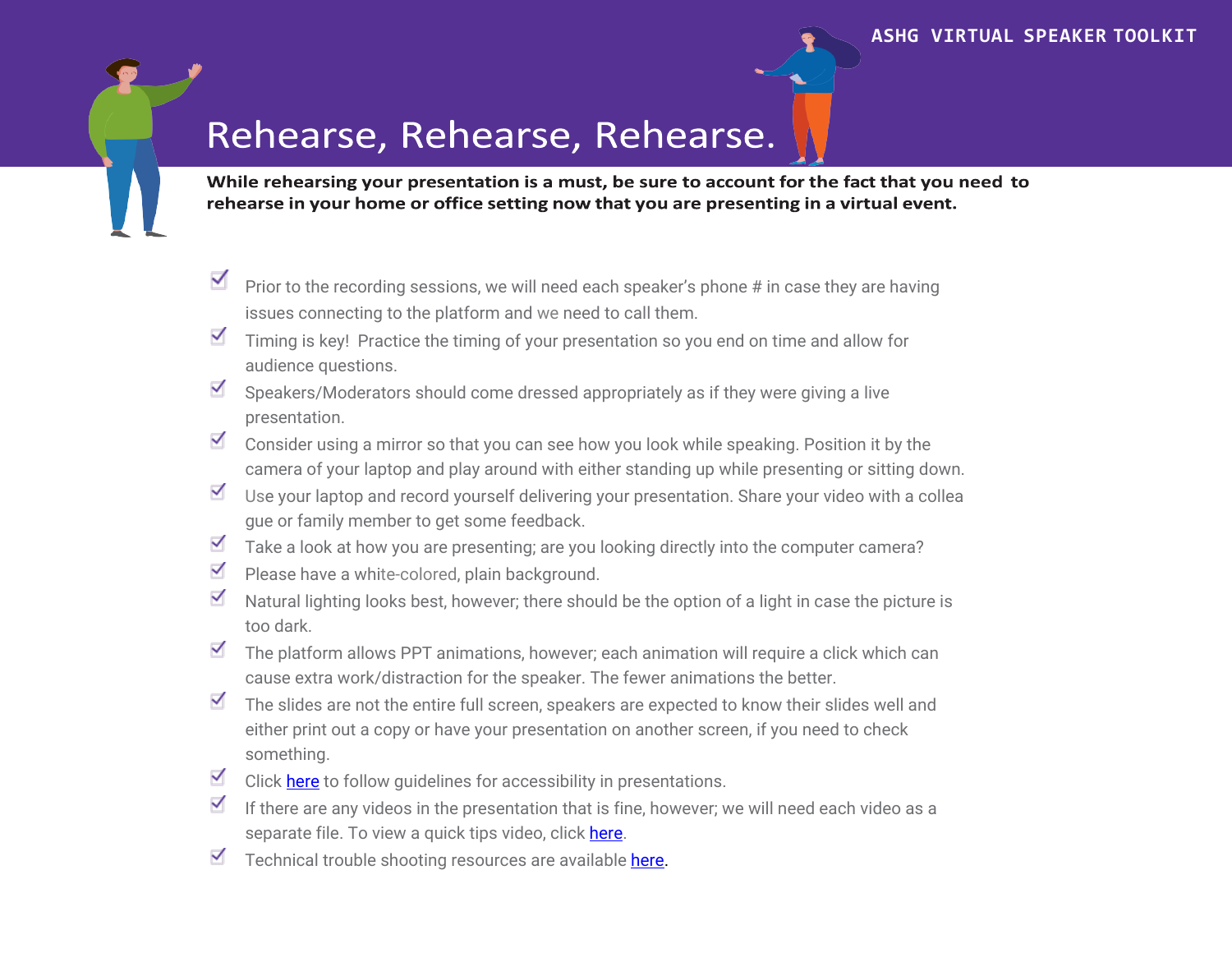# Rehearse, Rehearse, Rehearse.

**While rehearsing your presentation is a must, be sure to account for the fact that you need to rehearse in your home or office setting now that you are presenting in a virtual event.**

- Prior to the recording sessions, we will need each speaker's phone # in case they are having issues connecting to the platform and we need to call them.
- Timing is key! Practice the timing of your presentation so you end on time and allow for audience questions.
- Speakers/Moderators should come dressed appropriately as if they were giving a live presentation.
- Consider using a mirror so that you can see how you look while speaking. Position it by the camera of your laptop and play around with either standing up while presenting or sitting down.
- Use your laptop and record yourself delivering your presentation. Share your video with a colleague or family member to get some feedback.
- Take a look at how you are presenting; are you looking directly into the computer camera?
- Please have a white-colored, plain background.
- Natural lighting looks best, however; there should be the option of a light in case the picture is too dark.
- The platform allows PPT animations, however; each animation will require a click which can cause extra work/distraction for the speaker. The fewer animations the better.
- The slides are not the entire full screen, speakers are expected to know their slides well and either print out a copy or have your presentation on another screen, if you need to check something.
- Click here to follow guidelines for accessibility in presentations.
- If there are any videos in the presentation that is fine, however; we will need each video as a separate file. To view a quick tips video, click here.
- Technical trouble shooting resources are available here.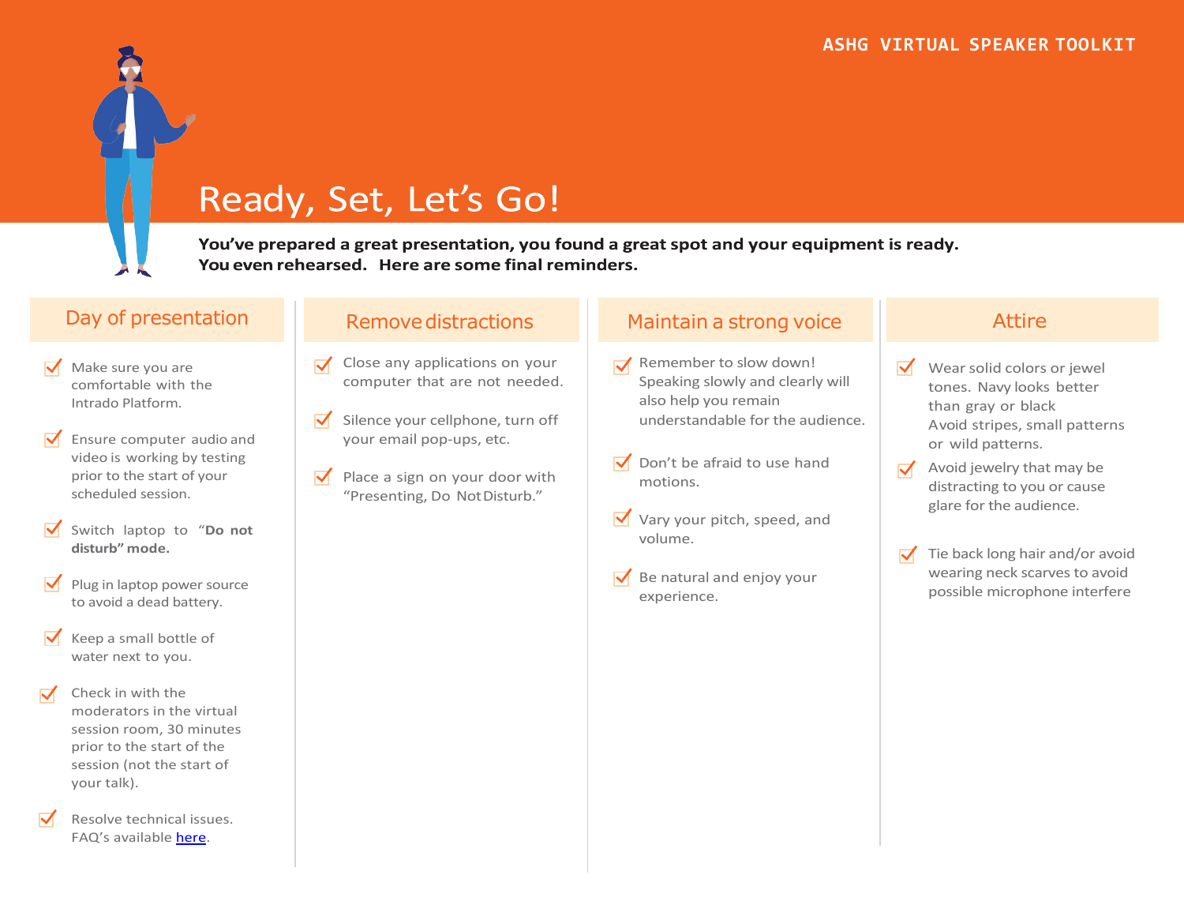# Ready, Set, Let's Go!

**You've prepared a great presentation, you found a great spot and your equipment is ready. You even rehearsed. Here are some final reminders.**

## Day of presentation

- Make sure you are comfortable with the Intrado Platform.
- Ensure computer audio and video is working by testing prior to the start of your scheduled session.
- Switch laptop to **"Do not disturb" mode.**
- Plug in laptop power source to avoid a dead battery.
- Keep a small bottle of water next to you.
- Check in with the moderators in the virtual session room, 30 minutes prior to the start of the session (not the start of your talk).
- Resolve technical issues. FAQ's available here.

## Remove distractions

- Close any applications on your computer that are not needed.
- Silence your cellphone, turn off your email pop-ups, etc.
- Place a sign on your door with "Presenting, Do Not Disturb."

## Maintain a strong voice

- Remember to slow down! Speaking slowly and clearly will also help you remain understandable for the audience.
- Don't be afraid to use hand motions.
- Vary your pitch, speed, and volume.
- Be natural and enjoy your experience.

## Attire

- Wear solid colors or jewel tones. Navy looks better than gray or black Avoid stripes, small patterns or wild patterns.
- Avoid jewelry that may be distracting to you or cause glare for the audience.
- Tie back long hair and/or avoid wearing neck scarves to avoid possible microphone interfere